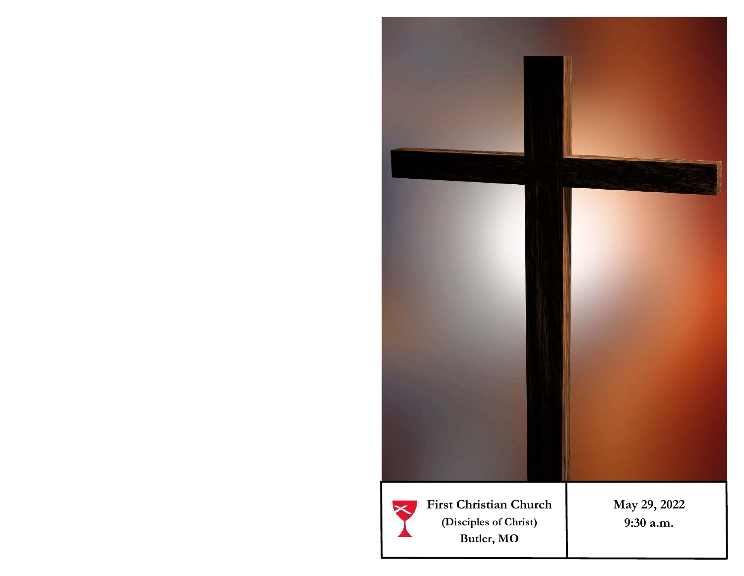**First Christian Church**

**(Disciples of Christ)**

**Butler, MO**

**May 29, 2022**

**9:30 a.m.**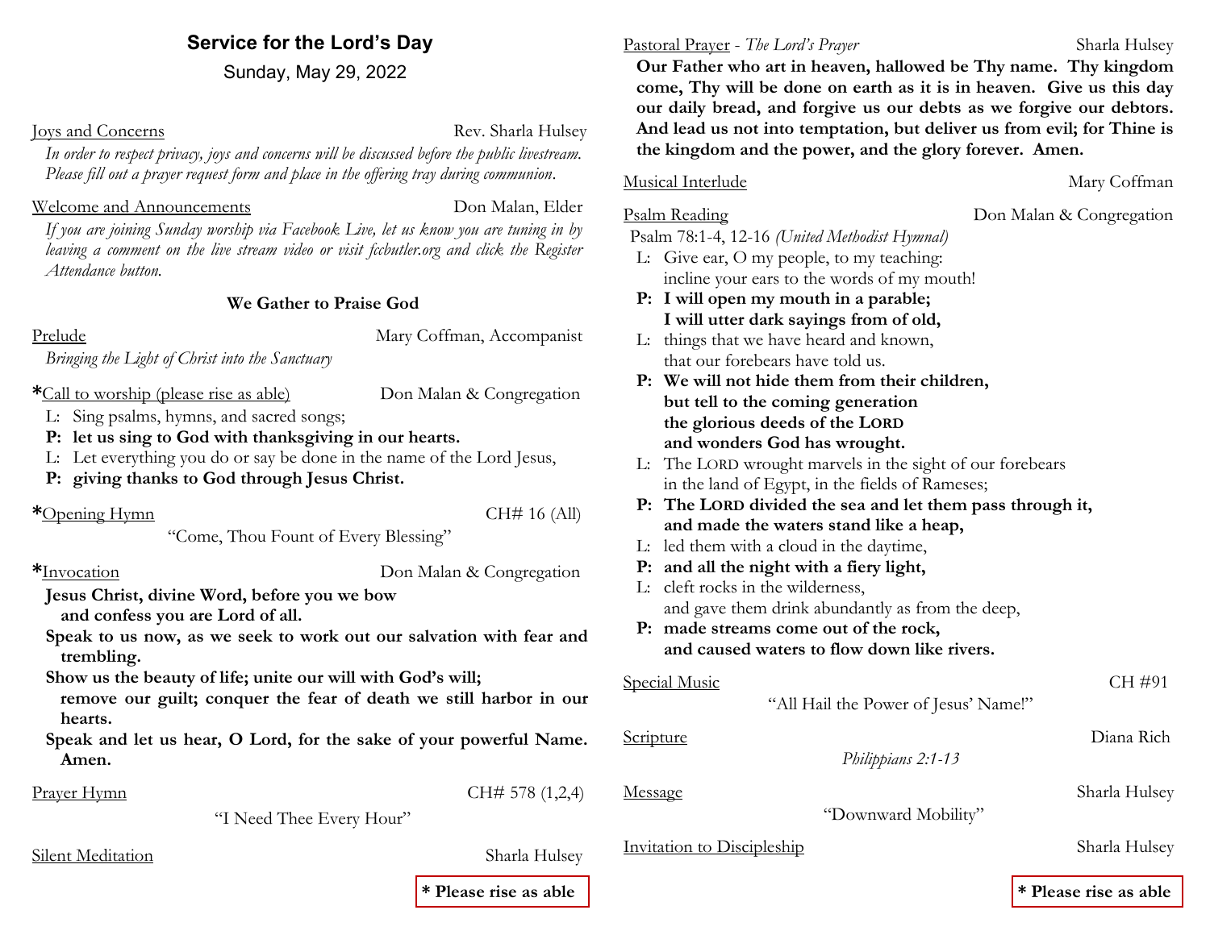# Service for the Lord's Day

Sunday, May 29, 2022

Joys and Concerns — Rev. Sharla Hulsey

*In order to respect privacy, joys and concerns will be discussed before the public livestream. Please fill out a prayer request form and place in the offering tray during communion.*

Welcome and Announcements — Don Malan, Elder

*If you are joining Sunday worship via Facebook Live, let us know you are tuning in by leaving a comment on the live stream video or visit fccbutler.org and click the Register Attendance button.*

### We Gather to Praise God

Prelude — Mary Coffman, Accompanist

*Bringing the Light of Christ into the Sanctuary*

*Call to worship (please rise as able) — Don Malan & Congregation

L: Sing psalms, hymns, and sacred songs;
**P: let us sing to God with thanksgiving in our hearts.**
L: Let everything you do or say be done in the name of the Lord Jesus,
**P: giving thanks to God through Jesus Christ.**

*Opening Hymn — CH# 16 (All)

"Come, Thou Fount of Every Blessing"

*Invocation — Don Malan & Congregation

**Jesus Christ, divine Word, before you we bow and confess you are Lord of all.**
**Speak to us now, as we seek to work out our salvation with fear and trembling.**
**Show us the beauty of life; unite our will with God's will; remove our guilt; conquer the fear of death we still harbor in our hearts.**
**Speak and let us hear, O Lord, for the sake of your powerful Name. Amen.**

Prayer Hymn — CH# 578 (1,2,4)

"I Need Thee Every Hour"

Silent Meditation — Sharla Hulsey

**\* Please rise as able**

Pastoral Prayer - *The Lord's Prayer* — Sharla Hulsey

**Our Father who art in heaven, hallowed be Thy name. Thy kingdom come, Thy will be done on earth as it is in heaven. Give us this day our daily bread, and forgive us our debts as we forgive our debtors. And lead us not into temptation, but deliver us from evil; for Thine is the kingdom and the power, and the glory forever. Amen.**

Musical Interlude — Mary Coffman

Psalm Reading — Don Malan & Congregation

Psalm 78:1-4, 12-16 *(United Methodist Hymnal)*

L: Give ear, O my people, to my teaching:
incline your ears to the words of my mouth!
**P: I will open my mouth in a parable;**
**I will utter dark sayings from of old,**
L: things that we have heard and known,
that our forebears have told us.
**P: We will not hide them from their children,**
**but tell to the coming generation**
**the glorious deeds of the LORD**
**and wonders God has wrought.**
L: The LORD wrought marvels in the sight of our forebears
in the land of Egypt, in the fields of Rameses;
**P: The LORD divided the sea and let them pass through it,**
**and made the waters stand like a heap,**
L: led them with a cloud in the daytime,
**P: and all the night with a fiery light,**
L: cleft rocks in the wilderness,
and gave them drink abundantly as from the deep,
**P: made streams come out of the rock,**
**and caused waters to flow down like rivers.**

Special Music — CH #91

"All Hail the Power of Jesus' Name!"

Scripture — Diana Rich

*Philippians 2:1-13*

Message — Sharla Hulsey

"Downward Mobility"

Invitation to Discipleship — Sharla Hulsey

**\* Please rise as able**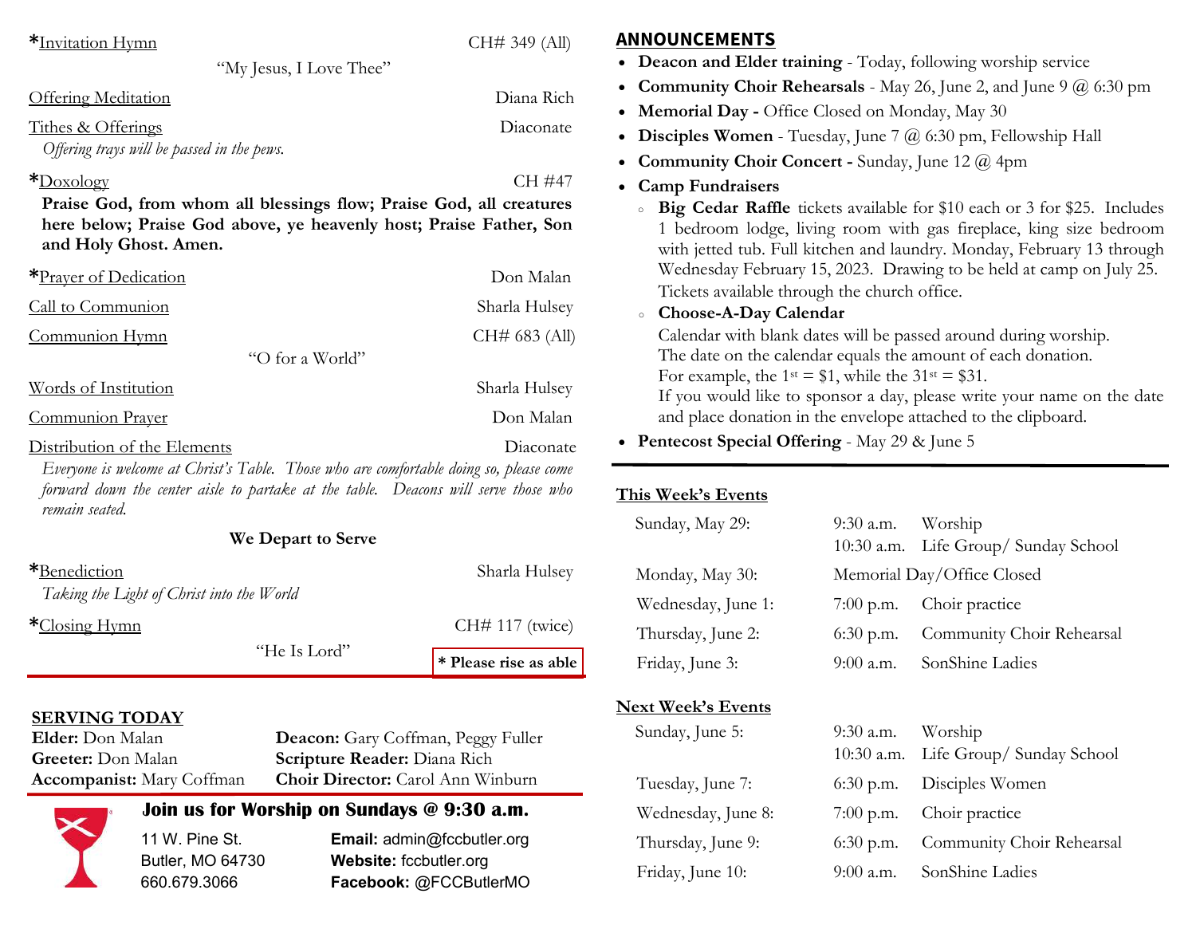*<u>Invitation Hymn</u> CH# 349 (All)

"My Jesus, I Love Thee"

<u>Offering Meditation</u> Diana Rich

<u>Tithes & Offerings</u> Diaconate

*Offering trays will be passed in the pews.*

*<u>Doxology</u> CH #47

**Praise God, from whom all blessings flow; Praise God, all creatures here below; Praise God above, ye heavenly host; Praise Father, Son and Holy Ghost. Amen.**

*<u>Prayer of Dedication</u> Don Malan

<u>Call to Communion</u> Sharla Hulsey

<u>Communion Hymn</u> CH# 683 (All)

"O for a World"

<u>Words of Institution</u> Sharla Hulsey

<u>Communion Prayer</u> Don Malan

<u>Distribution of the Elements</u> Diaconate

*Everyone is welcome at Christ's Table. Those who are comfortable doing so, please come forward down the center aisle to partake at the table. Deacons will serve those who remain seated.*

**We Depart to Serve**

*<u>Benediction</u> Sharla Hulsey

*Taking the Light of Christ into the World*

*<u>Closing Hymn</u> CH# 117 (twice)

"He Is Lord"

**\* Please rise as able**

## SERVING TODAY

**Elder:** Don Malan
**Greeter:** Don Malan
**Accompanist:** Mary Coffman
**Deacon:** Gary Coffman, Peggy Fuller
**Scripture Reader:** Diana Rich
**Choir Director:** Carol Ann Winburn

**Join us for Worship on Sundays @ 9:30 a.m.**

11 W. Pine St.
Butler, MO 64730
660.679.3066

**Email:** admin@fccbutler.org
**Website:** fccbutler.org
**Facebook:** @FCCButlerMO

## ANNOUNCEMENTS

- **Deacon and Elder training** - Today, following worship service
- **Community Choir Rehearsals** - May 26, June 2, and June 9 @ 6:30 pm
- **Memorial Day -** Office Closed on Monday, May 30
- **Disciples Women** - Tuesday, June 7 @ 6:30 pm, Fellowship Hall
- **Community Choir Concert -** Sunday, June 12 @ 4pm
- **Camp Fundraisers**
  - **Big Cedar Raffle** tickets available for $10 each or 3 for $25. Includes 1 bedroom lodge, living room with gas fireplace, king size bedroom with jetted tub. Full kitchen and laundry. Monday, February 13 through Wednesday February 15, 2023. Drawing to be held at camp on July 25. Tickets available through the church office.
  - **Choose-A-Day Calendar**
    Calendar with blank dates will be passed around during worship.
    The date on the calendar equals the amount of each donation.
    For example, the 1st = $1, while the 31st = $31.
    If you would like to sponsor a day, please write your name on the date and place donation in the envelope attached to the clipboard.
- **Pentecost Special Offering** - May 29 & June 5

## <u>This Week's Events</u>

| | | |
|---|---|---|
| Sunday, May 29: | 9:30 a.m. | Worship |
| | 10:30 a.m. | Life Group/ Sunday School |
| Monday, May 30: | Memorial Day/Office Closed | |
| Wednesday, June 1: | 7:00 p.m. | Choir practice |
| Thursday, June 2: | 6:30 p.m. | Community Choir Rehearsal |
| Friday, June 3: | 9:00 a.m. | SonShine Ladies |

## <u>Next Week's Events</u>

| | | |
|---|---|---|
| Sunday, June 5: | 9:30 a.m. | Worship |
| | 10:30 a.m. | Life Group/ Sunday School |
| Tuesday, June 7: | 6:30 p.m. | Disciples Women |
| Wednesday, June 8: | 7:00 p.m. | Choir practice |
| Thursday, June 9: | 6:30 p.m. | Community Choir Rehearsal |
| Friday, June 10: | 9:00 a.m. | SonShine Ladies |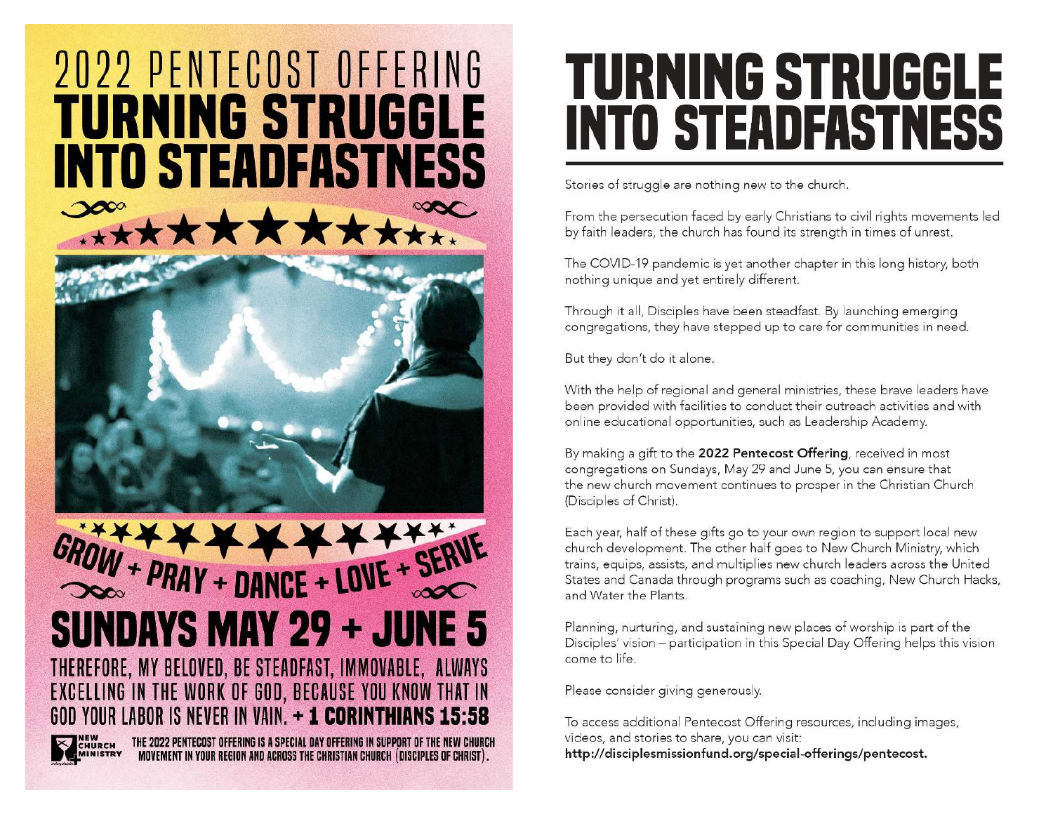# 2022 PENTECOST OFFERING
# TURNING STRUGGLE INTO STEADFASTNESS

GROW + PRAY + DANCE + LOVE + SERVE

## SUNDAYS MAY 29 + JUNE 5

THEREFORE, MY BELOVED, BE STEADFAST, IMMOVABLE, ALWAYS EXCELLING IN THE WORK OF GOD, BECAUSE YOU KNOW THAT IN GOD YOUR LABOR IS NEVER IN VAIN. + **1 CORINTHIANS 15:58**

NEW CHURCH MINISTRY

THE 2022 PENTECOST OFFERING IS A SPECIAL DAY OFFERING IN SUPPORT OF THE NEW CHURCH MOVEMENT IN YOUR REGION AND ACROSS THE CHRISTIAN CHURCH (DISCIPLES OF CHRIST).

# TURNING STRUGGLE INTO STEADFASTNESS

Stories of struggle are nothing new to the church.

From the persecution faced by early Christians to civil rights movements led by faith leaders, the church has found its strength in times of unrest.

The COVID-19 pandemic is yet another chapter in this long history, both nothing unique and yet entirely different.

Through it all, Disciples have been steadfast. By launching emerging congregations, they have stepped up to care for communities in need.

But they don't do it alone.

With the help of regional and general ministries, these brave leaders have been provided with facilities to conduct their outreach activities and with online educational opportunities, such as Leadership Academy.

By making a gift to the **2022 Pentecost Offering**, received in most congregations on Sundays, May 29 and June 5, you can ensure that the new church movement continues to prosper in the Christian Church (Disciples of Christ).

Each year, half of these gifts go to your own region to support local new church development. The other half goes to New Church Ministry, which trains, equips, assists, and multiplies new church leaders across the United States and Canada through programs such as coaching, New Church Hacks, and Water the Plants.

Planning, nurturing, and sustaining new places of worship is part of the Disciples' vision – participation in this Special Day Offering helps this vision come to life.

Please consider giving generously.

To access additional Pentecost Offering resources, including images, videos, and stories to share, you can visit:
**http://disciplesmissionfund.org/special-offerings/pentecost.**